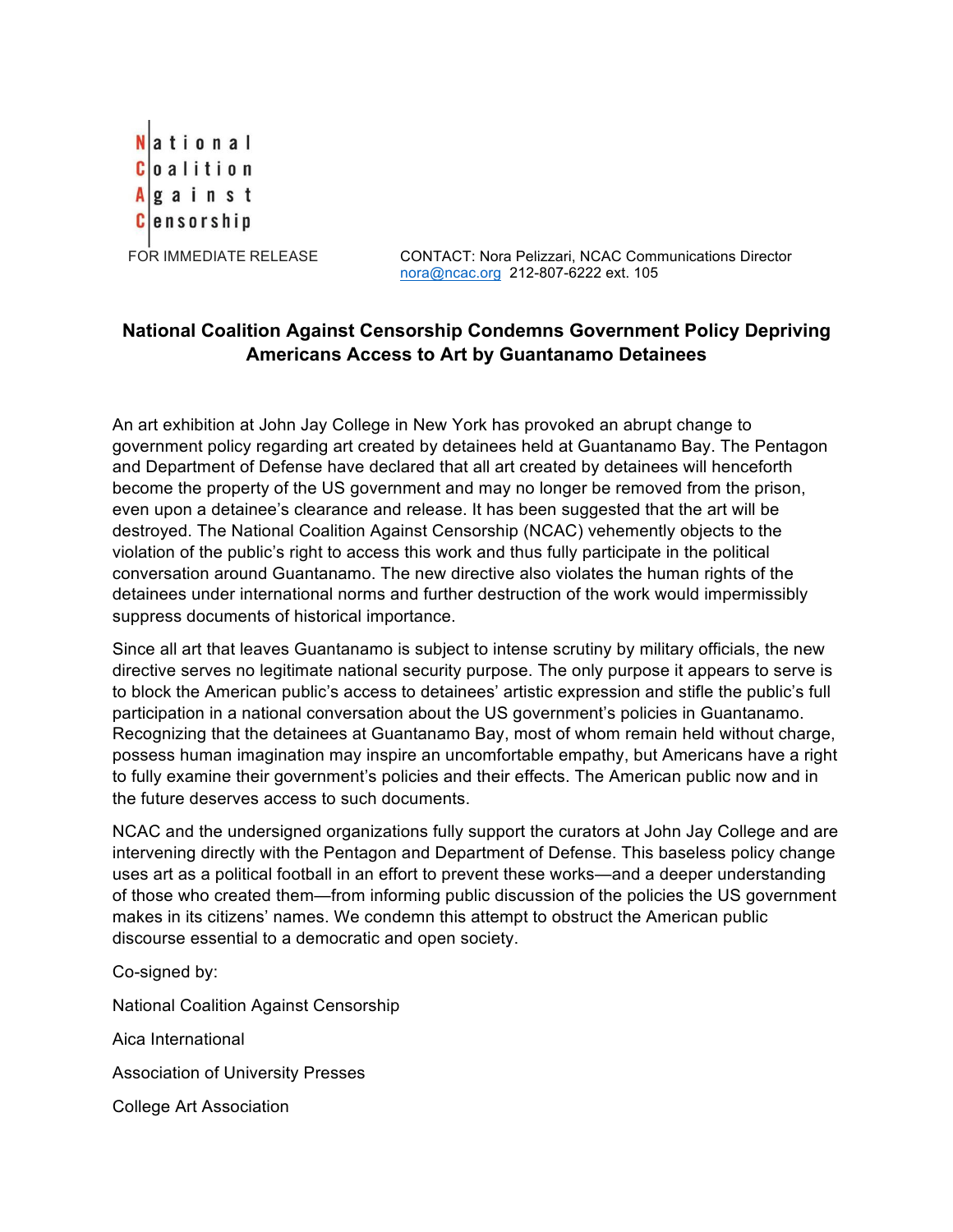National Coalition Against Censorship

FOR IMMEDIATE RELEASE

CONTACT: Nora Pelizzari, NCAC Communications Director
nora@ncac.org 212-807-6222 ext. 105

## National Coalition Against Censorship Condemns Government Policy Depriving Americans Access to Art by Guantanamo Detainees

An art exhibition at John Jay College in New York has provoked an abrupt change to government policy regarding art created by detainees held at Guantanamo Bay. The Pentagon and Department of Defense have declared that all art created by detainees will henceforth become the property of the US government and may no longer be removed from the prison, even upon a detainee's clearance and release. It has been suggested that the art will be destroyed. The National Coalition Against Censorship (NCAC) vehemently objects to the violation of the public's right to access this work and thus fully participate in the political conversation around Guantanamo. The new directive also violates the human rights of the detainees under international norms and further destruction of the work would impermissibly suppress documents of historical importance.

Since all art that leaves Guantanamo is subject to intense scrutiny by military officials, the new directive serves no legitimate national security purpose. The only purpose it appears to serve is to block the American public's access to detainees' artistic expression and stifle the public's full participation in a national conversation about the US government's policies in Guantanamo. Recognizing that the detainees at Guantanamo Bay, most of whom remain held without charge, possess human imagination may inspire an uncomfortable empathy, but Americans have a right to fully examine their government's policies and their effects. The American public now and in the future deserves access to such documents.

NCAC and the undersigned organizations fully support the curators at John Jay College and are intervening directly with the Pentagon and Department of Defense. This baseless policy change uses art as a political football in an effort to prevent these works—and a deeper understanding of those who created them—from informing public discussion of the policies the US government makes in its citizens' names. We condemn this attempt to obstruct the American public discourse essential to a democratic and open society.

Co-signed by:

National Coalition Against Censorship

Aica International

Association of University Presses

College Art Association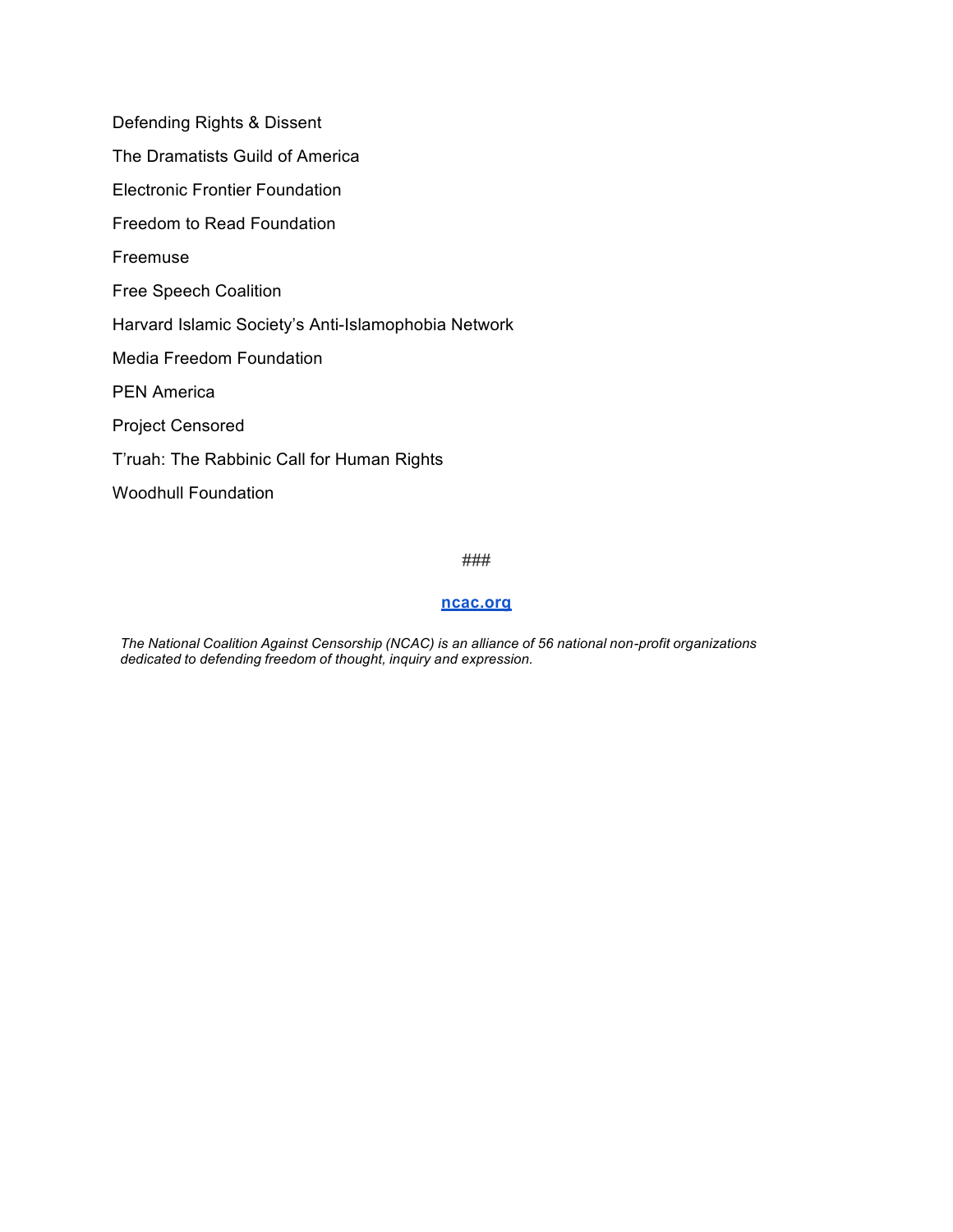Defending Rights & Dissent

The Dramatists Guild of America

Electronic Frontier Foundation

Freedom to Read Foundation

Freemuse

Free Speech Coalition

Harvard Islamic Society's Anti-Islamophobia Network

Media Freedom Foundation

PEN America

Project Censored

T'ruah: The Rabbinic Call for Human Rights

Woodhull Foundation

###

**ncac.org**

*The National Coalition Against Censorship (NCAC) is an alliance of 56 national non-profit organizations dedicated to defending freedom of thought, inquiry and expression.*